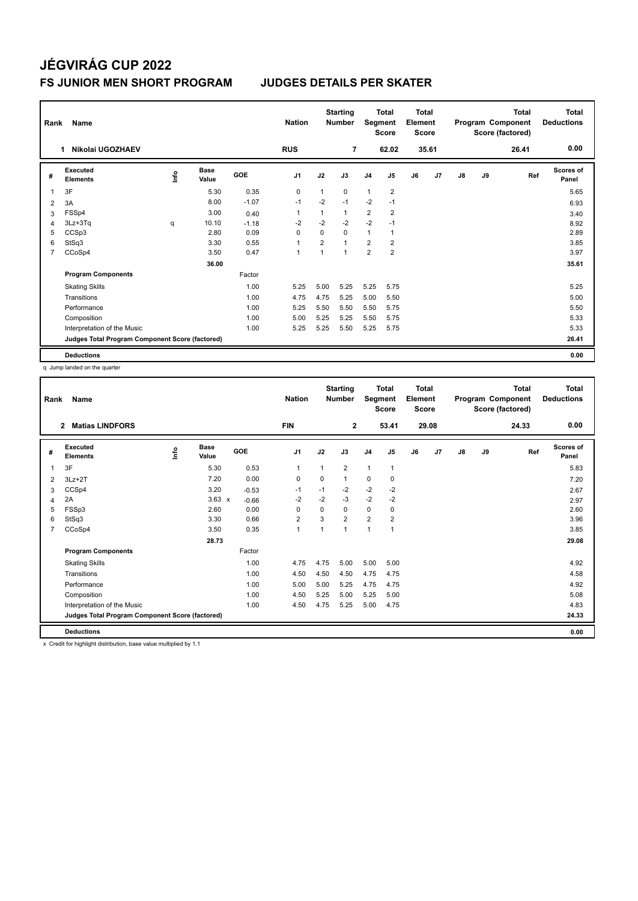# JÉGVIRÁG CUP 2022

## FS JUNIOR MEN SHORT PROGRAM JUDGES DETAILS PER SKATER

| Rank | Name | Nation | Starting Number | Total Segment Score | Total Element Score | Total Program Component Score (factored) | Total Deductions |
|---|---|---|---|---|---|---|---|
| 1 | Nikolai UGOZHAEV | RUS | 7 | 62.02 | 35.61 | 26.41 | 0.00 |

| # | Executed Elements | Info | Base Value | GOE | J1 | J2 | J3 | J4 | J5 | J6 | J7 | J8 | J9 | Ref | Scores of Panel |
|---|---|---|---|---|---|---|---|---|---|---|---|---|---|---|---|
| 1 | 3F | | 5.30 | 0.35 | 0 | 1 | 0 | 1 | 2 | | | | | | 5.65 |
| 2 | 3A | | 8.00 | -1.07 | -1 | -2 | -1 | -2 | -1 | | | | | | 6.93 |
| 3 | FSSp4 | | 3.00 | 0.40 | 1 | 1 | 1 | 2 | 2 | | | | | | 3.40 |
| 4 | 3Lz+3Tq | q | 10.10 | -1.18 | -2 | -2 | -2 | -2 | -1 | | | | | | 8.92 |
| 5 | CCSp3 | | 2.80 | 0.09 | 0 | 0 | 0 | 1 | 1 | | | | | | 2.89 |
| 6 | StSq3 | | 3.30 | 0.55 | 1 | 2 | 1 | 2 | 2 | | | | | | 3.85 |
| 7 | CCoSp4 | | 3.50 | 0.47 | 1 | 1 | 1 | 2 | 2 | | | | | | 3.97 |
| | | | 36.00 | | | | | | | | | | | | 35.61 |
| | **Program Components** | | | Factor | | | | | | | | | | | |
| | Skating Skills | | | 1.00 | 5.25 | 5.00 | 5.25 | 5.25 | 5.75 | | | | | | 5.25 |
| | Transitions | | | 1.00 | 4.75 | 4.75 | 5.25 | 5.00 | 5.50 | | | | | | 5.00 |
| | Performance | | | 1.00 | 5.25 | 5.50 | 5.50 | 5.50 | 5.75 | | | | | | 5.50 |
| | Composition | | | 1.00 | 5.00 | 5.25 | 5.25 | 5.50 | 5.75 | | | | | | 5.33 |
| | Interpretation of the Music | | | 1.00 | 5.25 | 5.25 | 5.50 | 5.25 | 5.75 | | | | | | 5.33 |
| | **Judges Total Program Component Score (factored)** | | | | | | | | | | | | | | 26.41 |
| | **Deductions** | | | | | | | | | | | | | | 0.00 |

q Jump landed on the quarter

| Rank | Name | Nation | Starting Number | Total Segment Score | Total Element Score | Total Program Component Score (factored) | Total Deductions |
|---|---|---|---|---|---|---|---|
| 2 | Matias LINDFORS | FIN | 2 | 53.41 | 29.08 | 24.33 | 0.00 |

| # | Executed Elements | Info | Base Value | GOE | J1 | J2 | J3 | J4 | J5 | J6 | J7 | J8 | J9 | Ref | Scores of Panel |
|---|---|---|---|---|---|---|---|---|---|---|---|---|---|---|---|
| 1 | 3F | | 5.30 | 0.53 | 1 | 1 | 2 | 1 | 1 | | | | | | 5.83 |
| 2 | 3Lz+2T | | 7.20 | 0.00 | 0 | 0 | 1 | 0 | 0 | | | | | | 7.20 |
| 3 | CCSp4 | | 3.20 | -0.53 | -1 | -1 | -2 | -2 | -2 | | | | | | 2.67 |
| 4 | 2A | | 3.63 x | -0.66 | -2 | -2 | -3 | -2 | -2 | | | | | | 2.97 |
| 5 | FSSp3 | | 2.60 | 0.00 | 0 | 0 | 0 | 0 | 0 | | | | | | 2.60 |
| 6 | StSq3 | | 3.30 | 0.66 | 2 | 3 | 2 | 2 | 2 | | | | | | 3.96 |
| 7 | CCoSp4 | | 3.50 | 0.35 | 1 | 1 | 1 | 1 | 1 | | | | | | 3.85 |
| | | | 28.73 | | | | | | | | | | | | 29.08 |
| | **Program Components** | | | Factor | | | | | | | | | | | |
| | Skating Skills | | | 1.00 | 4.75 | 4.75 | 5.00 | 5.00 | 5.00 | | | | | | 4.92 |
| | Transitions | | | 1.00 | 4.50 | 4.50 | 4.50 | 4.75 | 4.75 | | | | | | 4.58 |
| | Performance | | | 1.00 | 5.00 | 5.00 | 5.25 | 4.75 | 4.75 | | | | | | 4.92 |
| | Composition | | | 1.00 | 4.50 | 5.25 | 5.00 | 5.25 | 5.00 | | | | | | 5.08 |
| | Interpretation of the Music | | | 1.00 | 4.50 | 4.75 | 5.25 | 5.00 | 4.75 | | | | | | 4.83 |
| | **Judges Total Program Component Score (factored)** | | | | | | | | | | | | | | 24.33 |
| | **Deductions** | | | | | | | | | | | | | | 0.00 |

x Credit for highlight distribution, base value multiplied by 1.1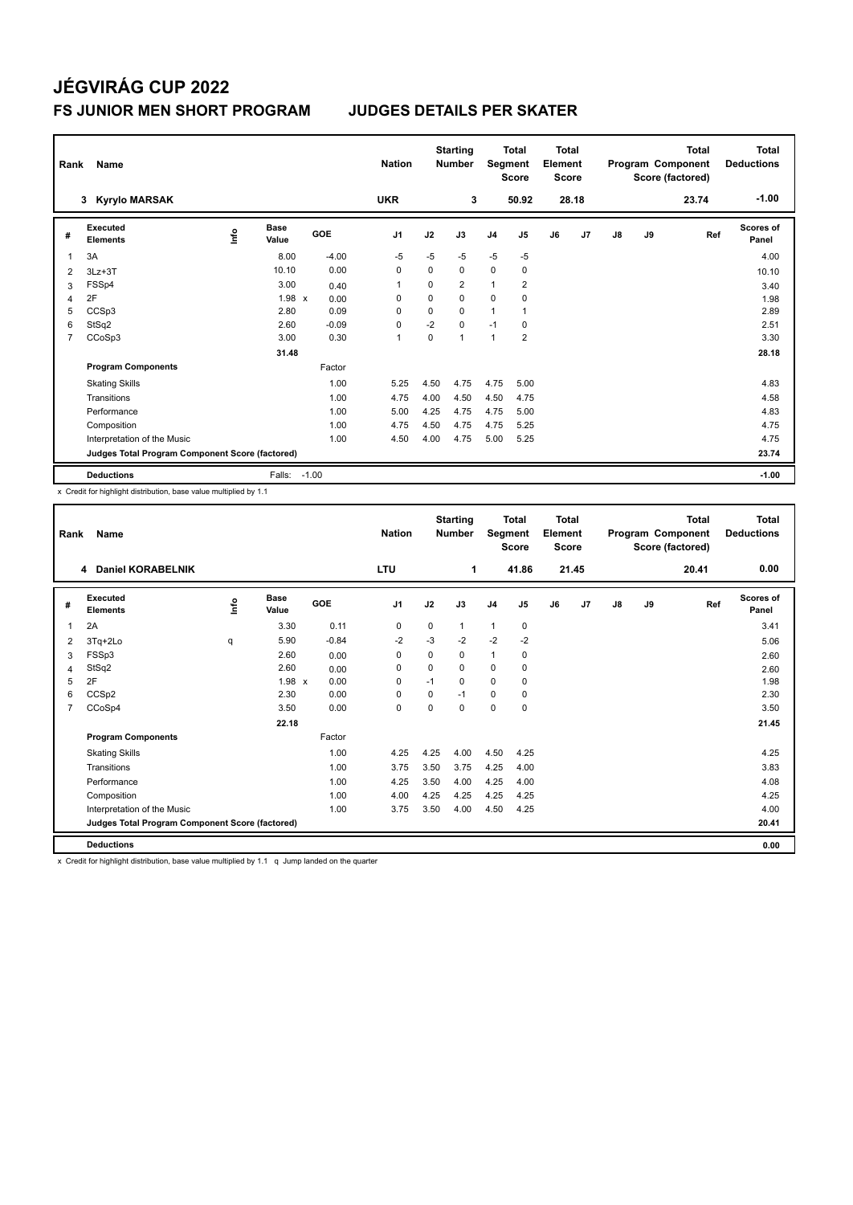# JÉGVIRÁG CUP 2022

## FS JUNIOR MEN SHORT PROGRAM JUDGES DETAILS PER SKATER

| Rank | Name | Nation | Starting Number | Total Segment Score | Total Element Score | Total Program Component Score (factored) | Total Deductions |
|---|---|---|---|---|---|---|---|
| 3 | Kyrylo MARSAK | UKR | 3 | 50.92 | 28.18 | 23.74 | -1.00 |

| # | Executed Elements | Info | Base Value | | GOE | J1 | J2 | J3 | J4 | J5 | J6 | J7 | J8 | J9 | Ref | Scores of Panel |
|---|---|---|---|---|---|---|---|---|---|---|---|---|---|---|---|---|
| 1 | 3A | | 8.00 | | -4.00 | -5 | -5 | -5 | -5 | -5 | | | | | | 4.00 |
| 2 | 3Lz+3T | | 10.10 | | 0.00 | 0 | 0 | 0 | 0 | 0 | | | | | | 10.10 |
| 3 | FSSp4 | | 3.00 | | 0.40 | 1 | 0 | 2 | 1 | 2 | | | | | | 3.40 |
| 4 | 2F | | 1.98 | x | 0.00 | 0 | 0 | 0 | 0 | 0 | | | | | | 1.98 |
| 5 | CCSp3 | | 2.80 | | 0.09 | 0 | 0 | 0 | 1 | 1 | | | | | | 2.89 |
| 6 | StSq2 | | 2.60 | | -0.09 | 0 | -2 | 0 | -1 | 0 | | | | | | 2.51 |
| 7 | CCoSp3 | | 3.00 | | 0.30 | 1 | 0 | 1 | 1 | 2 | | | | | | 3.30 |
| | | | 31.48 | | | | | | | | | | | | | 28.18 |
| | **Program Components** | | | | Factor | | | | | | | | | | | |
| | Skating Skills | | | | 1.00 | 5.25 | 4.50 | 4.75 | 4.75 | 5.00 | | | | | | 4.83 |
| | Transitions | | | | 1.00 | 4.75 | 4.00 | 4.50 | 4.50 | 4.75 | | | | | | 4.58 |
| | Performance | | | | 1.00 | 5.00 | 4.25 | 4.75 | 4.75 | 5.00 | | | | | | 4.83 |
| | Composition | | | | 1.00 | 4.75 | 4.50 | 4.75 | 4.75 | 5.25 | | | | | | 4.75 |
| | Interpretation of the Music | | | | 1.00 | 4.50 | 4.00 | 4.75 | 5.00 | 5.25 | | | | | | 4.75 |
| | **Judges Total Program Component Score (factored)** | | | | | | | | | | | | | | | 23.74 |
| | **Deductions** | | Falls: | | -1.00 | | | | | | | | | | | -1.00 |

x Credit for highlight distribution, base value multiplied by 1.1

| Rank | Name | Nation | Starting Number | Total Segment Score | Total Element Score | Total Program Component Score (factored) | Total Deductions |
|---|---|---|---|---|---|---|---|
| 4 | Daniel KORABELNIK | LTU | 1 | 41.86 | 21.45 | 20.41 | 0.00 |

| # | Executed Elements | Info | Base Value | | GOE | J1 | J2 | J3 | J4 | J5 | J6 | J7 | J8 | J9 | Ref | Scores of Panel |
|---|---|---|---|---|---|---|---|---|---|---|---|---|---|---|---|---|
| 1 | 2A | | 3.30 | | 0.11 | 0 | 0 | 1 | 1 | 0 | | | | | | 3.41 |
| 2 | 3Tq+2Lo | q | 5.90 | | -0.84 | -2 | -3 | -2 | -2 | -2 | | | | | | 5.06 |
| 3 | FSSp3 | | 2.60 | | 0.00 | 0 | 0 | 0 | 1 | 0 | | | | | | 2.60 |
| 4 | StSq2 | | 2.60 | | 0.00 | 0 | 0 | 0 | 0 | 0 | | | | | | 2.60 |
| 5 | 2F | | 1.98 | x | 0.00 | 0 | -1 | 0 | 0 | 0 | | | | | | 1.98 |
| 6 | CCSp2 | | 2.30 | | 0.00 | 0 | 0 | -1 | 0 | 0 | | | | | | 2.30 |
| 7 | CCoSp4 | | 3.50 | | 0.00 | 0 | 0 | 0 | 0 | 0 | | | | | | 3.50 |
| | | | 22.18 | | | | | | | | | | | | | 21.45 |
| | **Program Components** | | | | Factor | | | | | | | | | | | |
| | Skating Skills | | | | 1.00 | 4.25 | 4.25 | 4.00 | 4.50 | 4.25 | | | | | | 4.25 |
| | Transitions | | | | 1.00 | 3.75 | 3.50 | 3.75 | 4.25 | 4.00 | | | | | | 3.83 |
| | Performance | | | | 1.00 | 4.25 | 3.50 | 4.00 | 4.25 | 4.00 | | | | | | 4.08 |
| | Composition | | | | 1.00 | 4.00 | 4.25 | 4.25 | 4.25 | 4.25 | | | | | | 4.25 |
| | Interpretation of the Music | | | | 1.00 | 3.75 | 3.50 | 4.00 | 4.50 | 4.25 | | | | | | 4.00 |
| | **Judges Total Program Component Score (factored)** | | | | | | | | | | | | | | | 20.41 |
| | **Deductions** | | | | | | | | | | | | | | | 0.00 |

x Credit for highlight distribution, base value multiplied by 1.1 q Jump landed on the quarter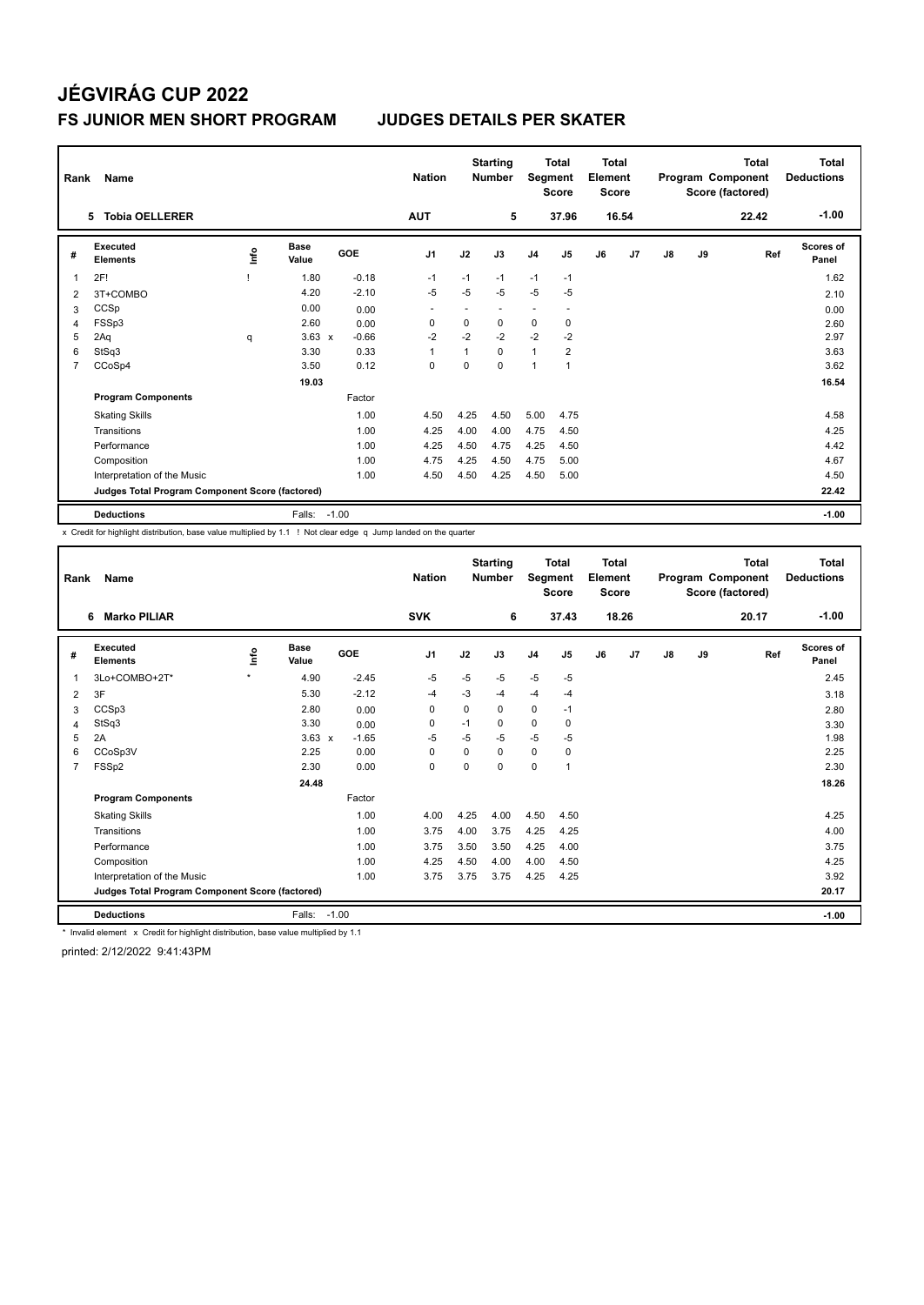# JÉGVIRÁG CUP 2022

## FS JUNIOR MEN SHORT PROGRAM JUDGES DETAILS PER SKATER

| Rank | Name | Nation | Starting Number | Total Segment Score | Total Element Score | Total Program Component Score (factored) | Total Deductions |
|---|---|---|---|---|---|---|---|
| 5 | Tobia OELLERER | AUT | 5 | 37.96 | 16.54 | 22.42 | -1.00 |

| # | Executed Elements | Info | Base Value | | GOE | J1 | J2 | J3 | J4 | J5 | J6 | J7 | J8 | J9 | Ref | Scores of Panel |
|---|---|---|---|---|---|---|---|---|---|---|---|---|---|---|---|---|
| 1 | 2F! | ! | 1.80 | | -0.18 | -1 | -1 | -1 | -1 | -1 | | | | | | 1.62 |
| 2 | 3T+COMBO | | 4.20 | | -2.10 | -5 | -5 | -5 | -5 | -5 | | | | | | 2.10 |
| 3 | CCSp | | 0.00 | | 0.00 | - | - | - | - | - | | | | | | 0.00 |
| 4 | FSSp3 | | 2.60 | | 0.00 | 0 | 0 | 0 | 0 | 0 | | | | | | 2.60 |
| 5 | 2Aq | q | 3.63 | x | -0.66 | -2 | -2 | -2 | -2 | -2 | | | | | | 2.97 |
| 6 | StSq3 | | 3.30 | | 0.33 | 1 | 1 | 0 | 1 | 2 | | | | | | 3.63 |
| 7 | CCoSp4 | | 3.50 | | 0.12 | 0 | 0 | 0 | 1 | 1 | | | | | | 3.62 |
| | | | 19.03 | | | | | | | | | | | | | 16.54 |
| | **Program Components** | | | | Factor | | | | | | | | | | | |
| | Skating Skills | | | | 1.00 | 4.50 | 4.25 | 4.50 | 5.00 | 4.75 | | | | | | 4.58 |
| | Transitions | | | | 1.00 | 4.25 | 4.00 | 4.00 | 4.75 | 4.50 | | | | | | 4.25 |
| | Performance | | | | 1.00 | 4.25 | 4.50 | 4.75 | 4.25 | 4.50 | | | | | | 4.42 |
| | Composition | | | | 1.00 | 4.75 | 4.25 | 4.50 | 4.75 | 5.00 | | | | | | 4.67 |
| | Interpretation of the Music | | | | 1.00 | 4.50 | 4.50 | 4.25 | 4.50 | 5.00 | | | | | | 4.50 |
| | **Judges Total Program Component Score (factored)** | | | | | | | | | | | | | | | 22.42 |
| | **Deductions** | | Falls: | | -1.00 | | | | | | | | | | | -1.00 |

x Credit for highlight distribution, base value multiplied by 1.1 ! Not clear edge q Jump landed on the quarter

| Rank | Name | Nation | Starting Number | Total Segment Score | Total Element Score | Total Program Component Score (factored) | Total Deductions |
|---|---|---|---|---|---|---|---|
| 6 | Marko PILIAR | SVK | 6 | 37.43 | 18.26 | 20.17 | -1.00 |

| # | Executed Elements | Info | Base Value | | GOE | J1 | J2 | J3 | J4 | J5 | J6 | J7 | J8 | J9 | Ref | Scores of Panel |
|---|---|---|---|---|---|---|---|---|---|---|---|---|---|---|---|---|
| 1 | 3Lo+COMBO+2T* | * | 4.90 | | -2.45 | -5 | -5 | -5 | -5 | -5 | | | | | | 2.45 |
| 2 | 3F | | 5.30 | | -2.12 | -4 | -3 | -4 | -4 | -4 | | | | | | 3.18 |
| 3 | CCSp3 | | 2.80 | | 0.00 | 0 | 0 | 0 | 0 | -1 | | | | | | 2.80 |
| 4 | StSq3 | | 3.30 | | 0.00 | 0 | -1 | 0 | 0 | 0 | | | | | | 3.30 |
| 5 | 2A | | 3.63 | x | -1.65 | -5 | -5 | -5 | -5 | -5 | | | | | | 1.98 |
| 6 | CCoSp3V | | 2.25 | | 0.00 | 0 | 0 | 0 | 0 | 0 | | | | | | 2.25 |
| 7 | FSSp2 | | 2.30 | | 0.00 | 0 | 0 | 0 | 0 | 1 | | | | | | 2.30 |
| | | | 24.48 | | | | | | | | | | | | | 18.26 |
| | **Program Components** | | | | Factor | | | | | | | | | | | |
| | Skating Skills | | | | 1.00 | 4.00 | 4.25 | 4.00 | 4.50 | 4.50 | | | | | | 4.25 |
| | Transitions | | | | 1.00 | 3.75 | 4.00 | 3.75 | 4.25 | 4.25 | | | | | | 4.00 |
| | Performance | | | | 1.00 | 3.75 | 3.50 | 3.50 | 4.25 | 4.00 | | | | | | 3.75 |
| | Composition | | | | 1.00 | 4.25 | 4.50 | 4.00 | 4.00 | 4.50 | | | | | | 4.25 |
| | Interpretation of the Music | | | | 1.00 | 3.75 | 3.75 | 3.75 | 4.25 | 4.25 | | | | | | 3.92 |
| | **Judges Total Program Component Score (factored)** | | | | | | | | | | | | | | | 20.17 |
| | **Deductions** | | Falls: | | -1.00 | | | | | | | | | | | -1.00 |

* Invalid element x Credit for highlight distribution, base value multiplied by 1.1

printed: 2/12/2022 9:41:43PM